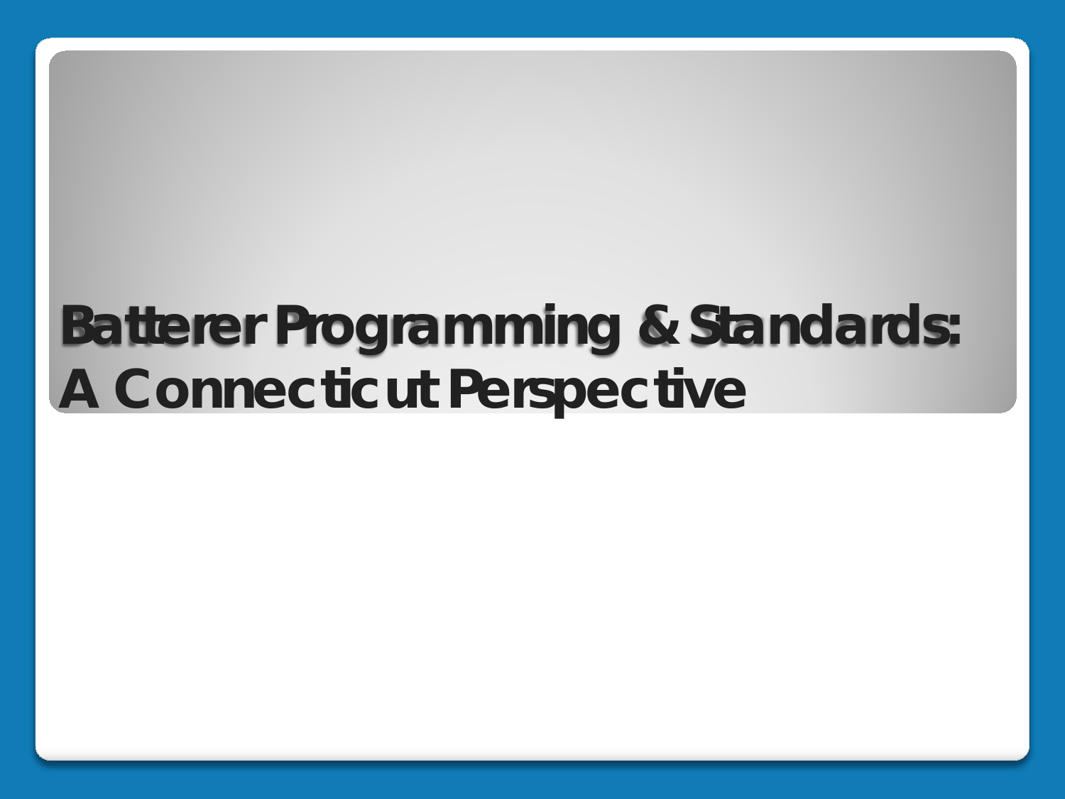# Batterer Programming & Standards: A Connecticut Perspective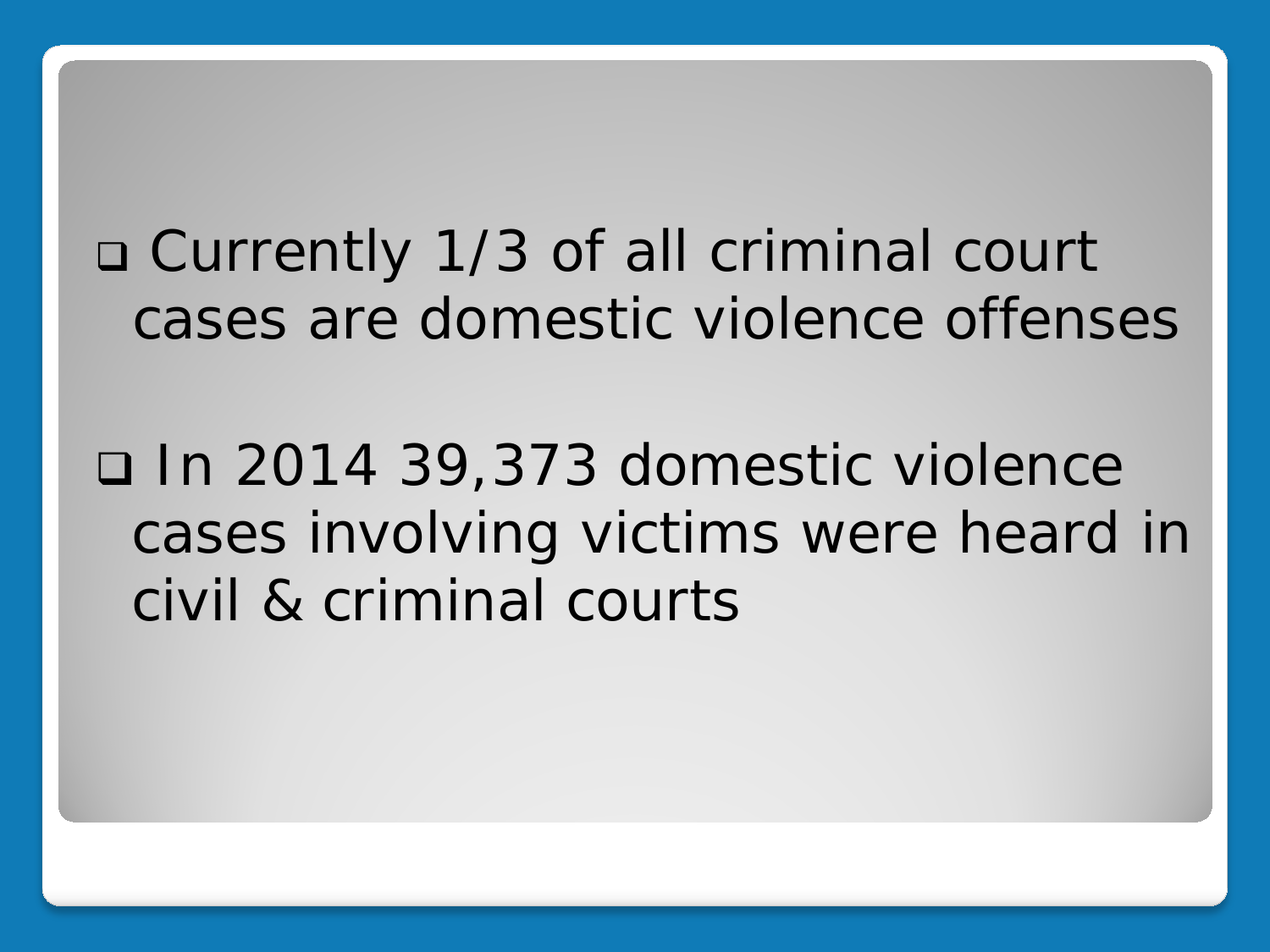- Currently 1/3 of all criminal court cases are domestic violence offenses

- In 2014 39,373 domestic violence cases involving victims were heard in civil & criminal courts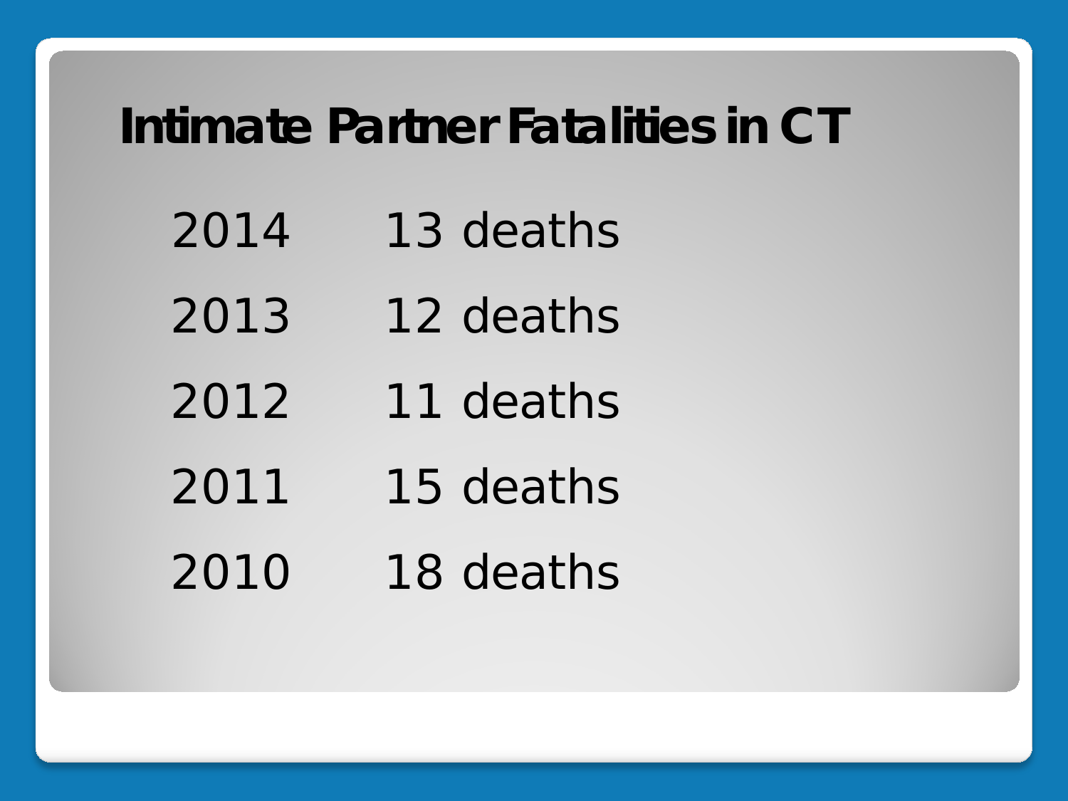# Intimate Partner Fatalities in CT

| | |
|---|---|
| 2014 | 13 deaths |
| 2013 | 12 deaths |
| 2012 | 11 deaths |
| 2011 | 15 deaths |
| 2010 | 18 deaths |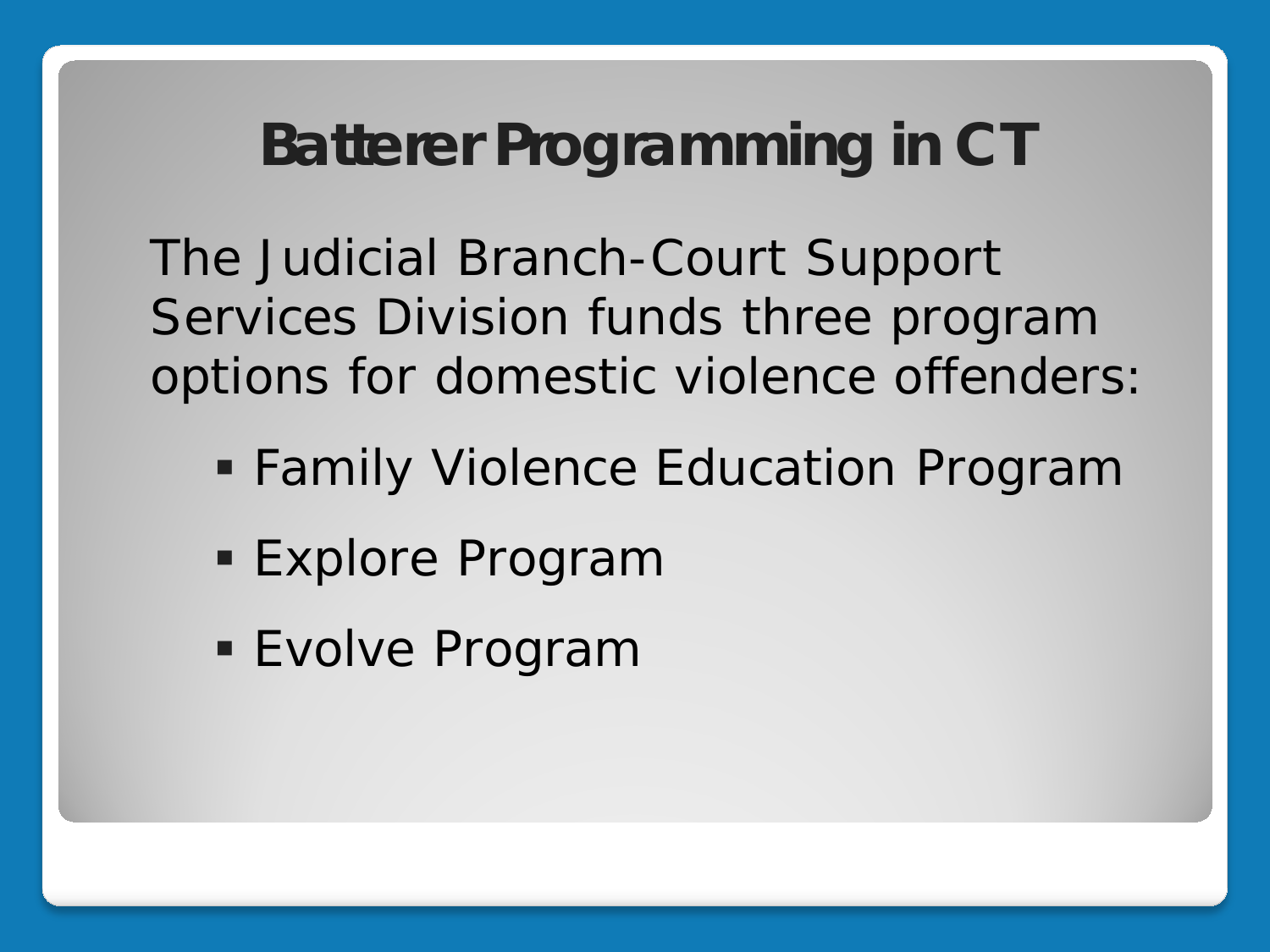# Batterer Programming in CT

The Judicial Branch-Court Support Services Division funds three program options for domestic violence offenders:

- Family Violence Education Program
- Explore Program
- Evolve Program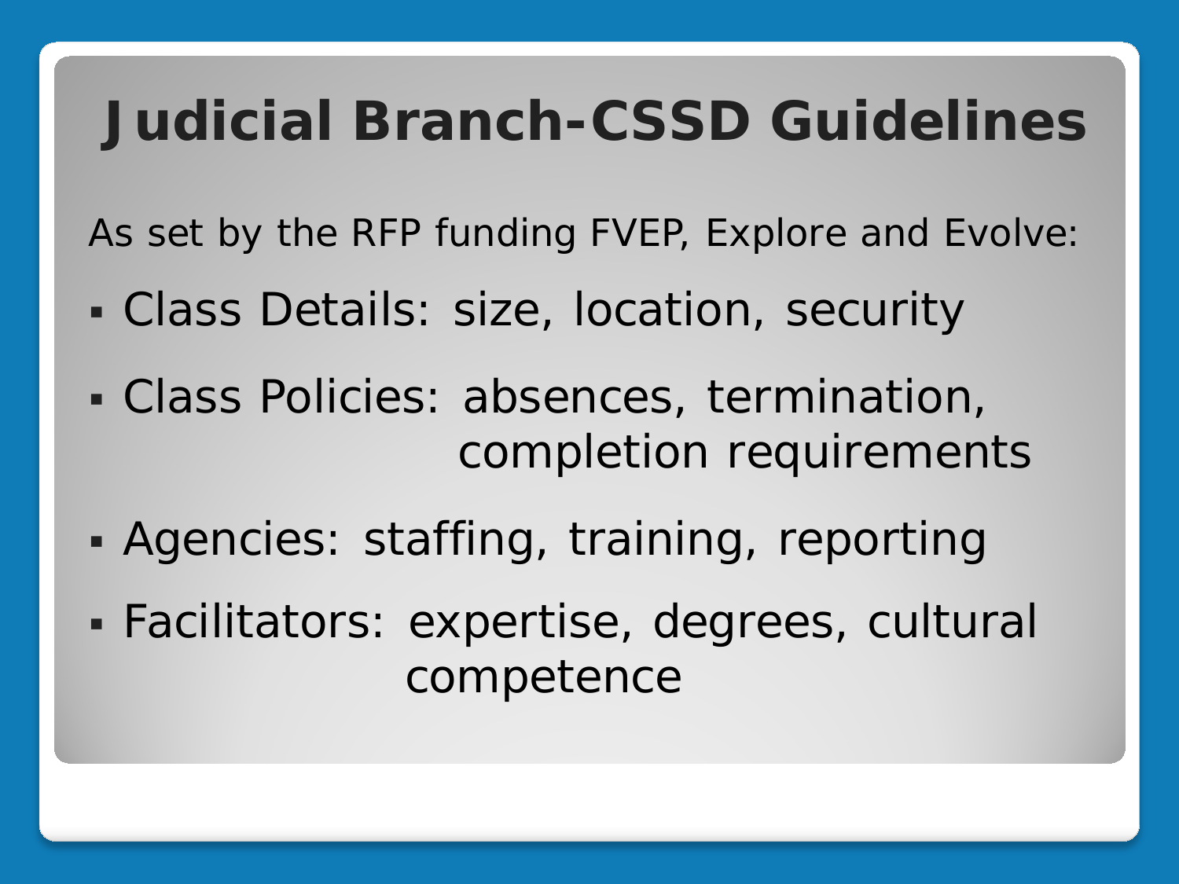# Judicial Branch-CSSD Guidelines

As set by the RFP funding FVEP, Explore and Evolve:

- Class Details: size, location, security
- Class Policies: absences, termination, completion requirements
- Agencies: staffing, training, reporting
- Facilitators: expertise, degrees, cultural competence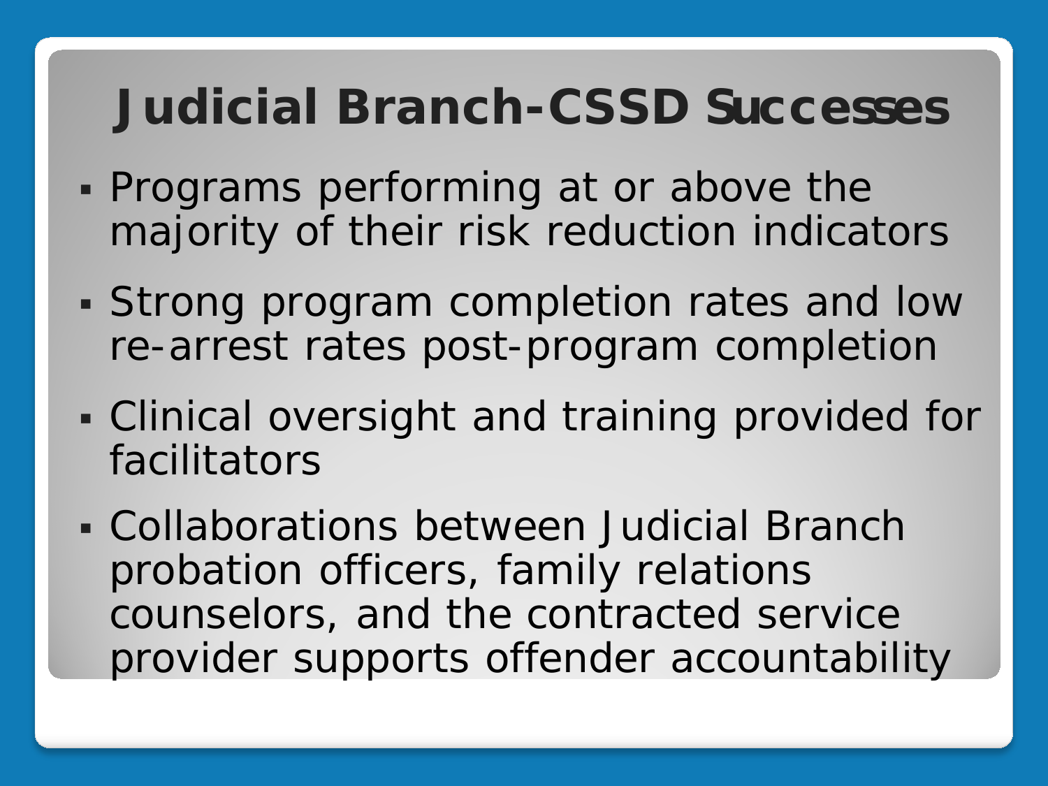# Judicial Branch-CSSD Successes

- Programs performing at or above the majority of their risk reduction indicators
- Strong program completion rates and low re-arrest rates post-program completion
- Clinical oversight and training provided for facilitators
- Collaborations between Judicial Branch probation officers, family relations counselors, and the contracted service provider supports offender accountability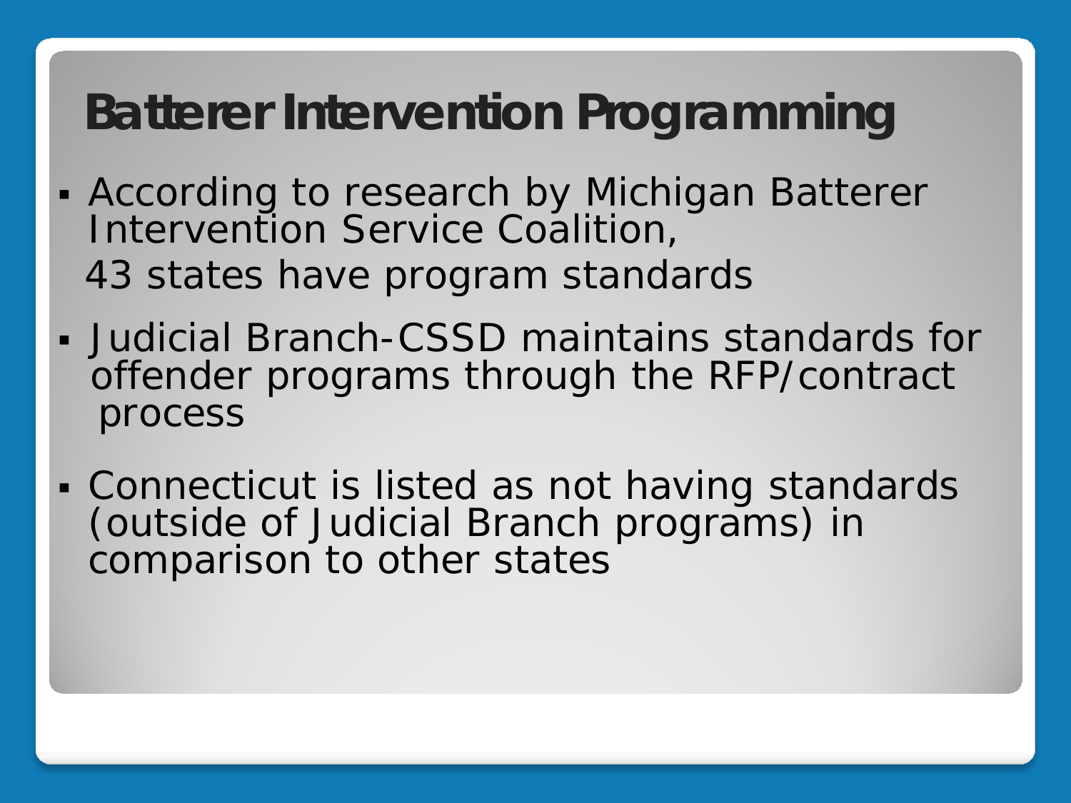# Batterer Intervention Programming

- According to research by Michigan Batterer Intervention Service Coalition,

  43 states have program standards

- Judicial Branch-CSSD maintains standards for offender programs through the RFP/contract process

- Connecticut is listed as not having standards (outside of Judicial Branch programs) in comparison to other states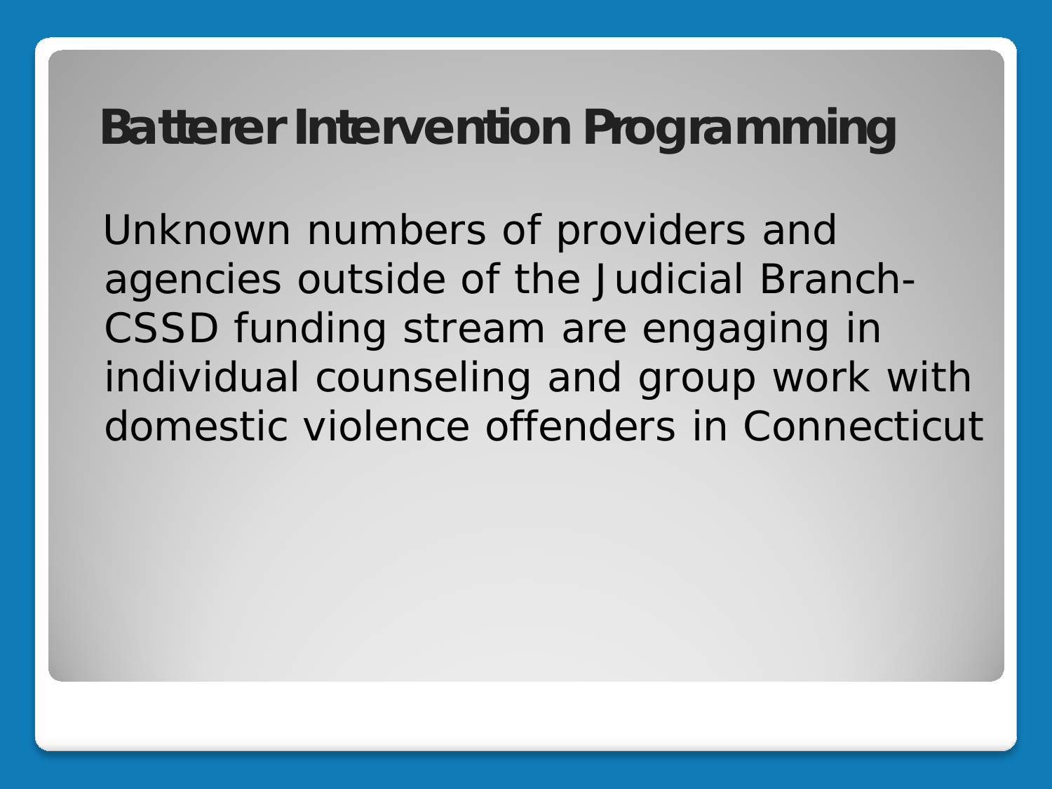# Batterer Intervention Programming

Unknown numbers of providers and agencies outside of the Judicial Branch-CSSD funding stream are engaging in individual counseling and group work with domestic violence offenders in Connecticut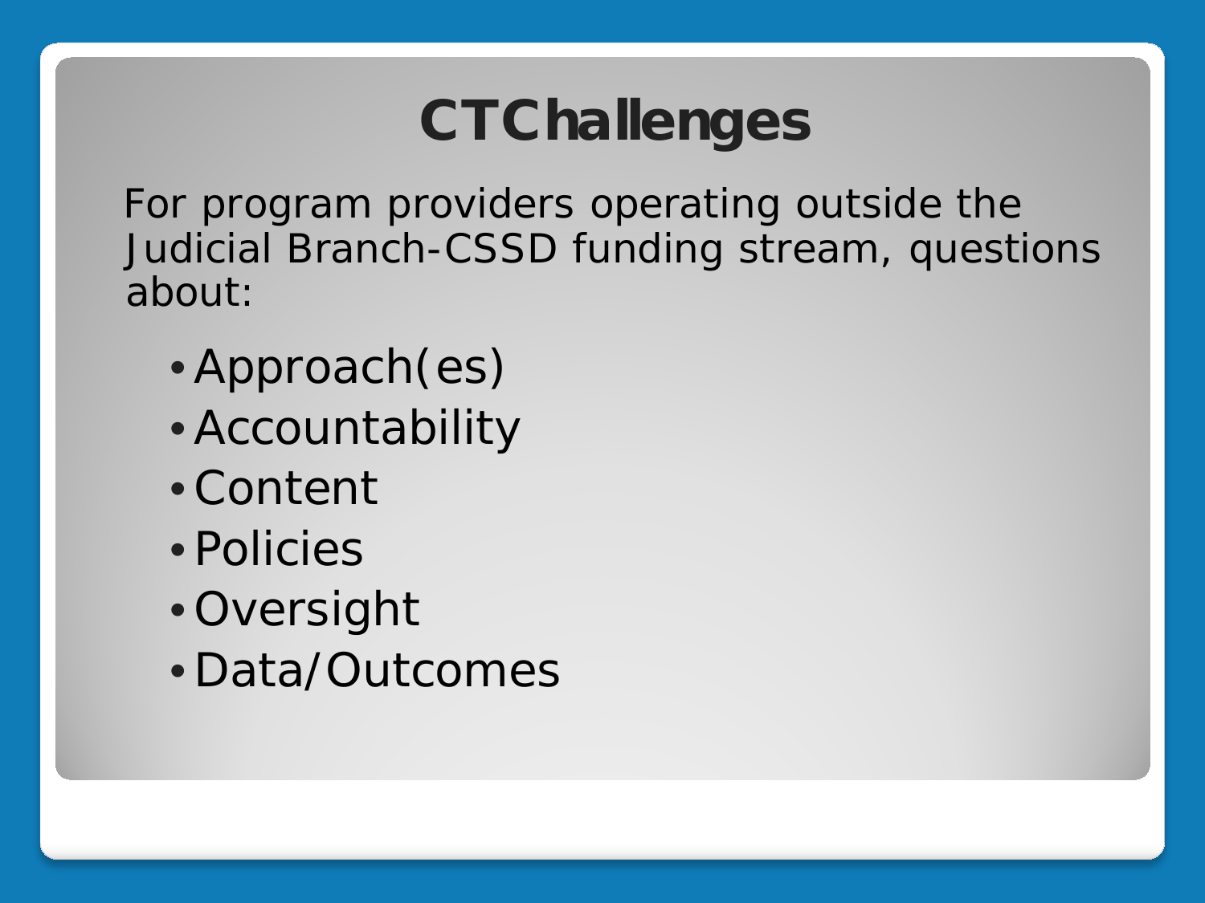# CT Challenges

For program providers operating outside the Judicial Branch-CSSD funding stream, questions about:

- Approach(es)
- Accountability
- Content
- Policies
- Oversight
- Data/Outcomes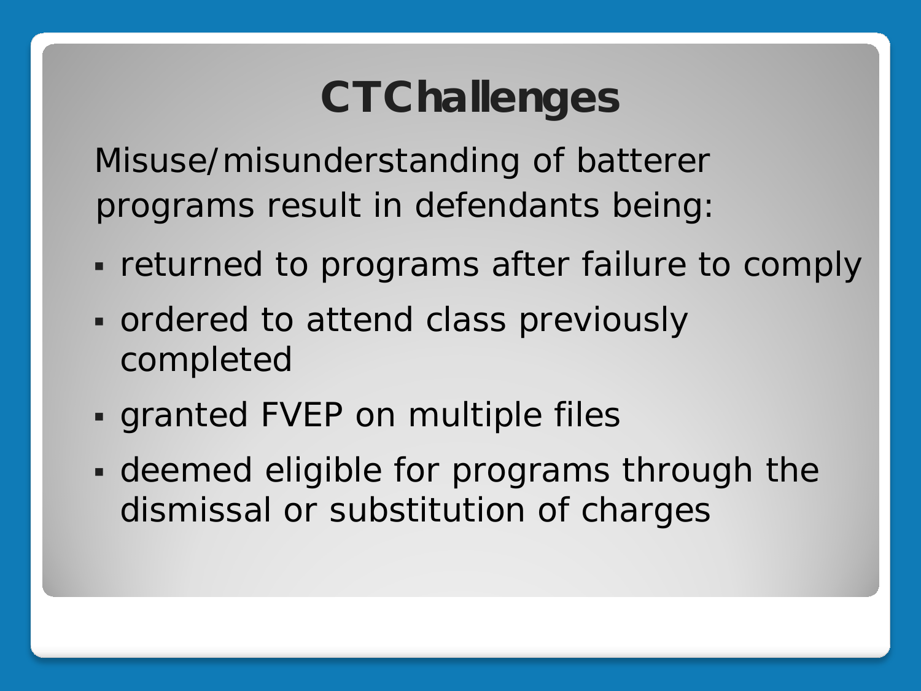# CT Challenges

Misuse/misunderstanding of batterer programs result in defendants being:

- returned to programs after failure to comply
- ordered to attend class previously completed
- granted FVEP on multiple files
- deemed eligible for programs through the dismissal or substitution of charges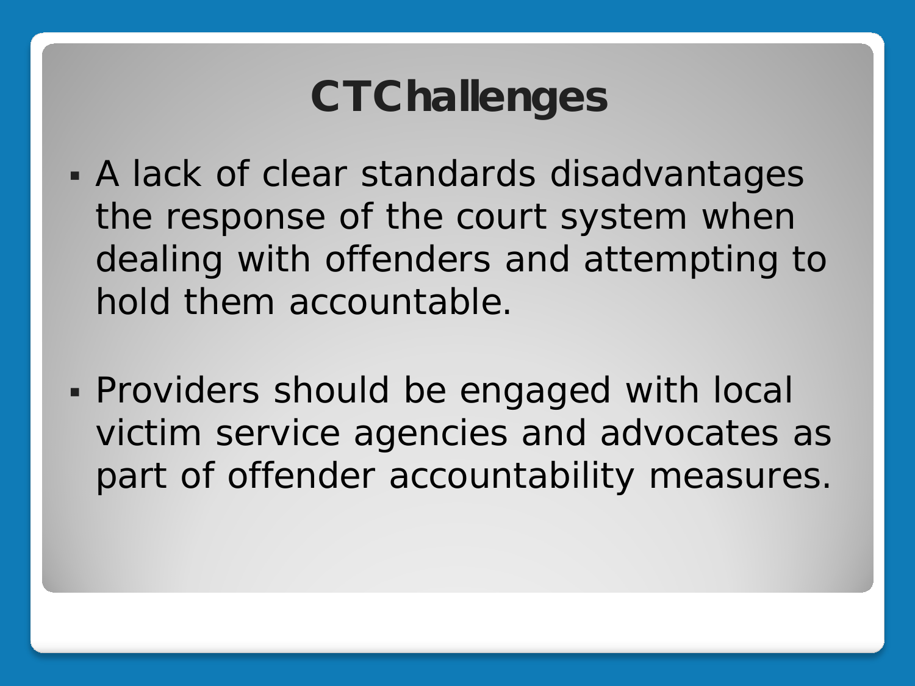# CTChallenges

- A lack of clear standards disadvantages the response of the court system when dealing with offenders and attempting to hold them accountable.
- Providers should be engaged with local victim service agencies and advocates as part of offender accountability measures.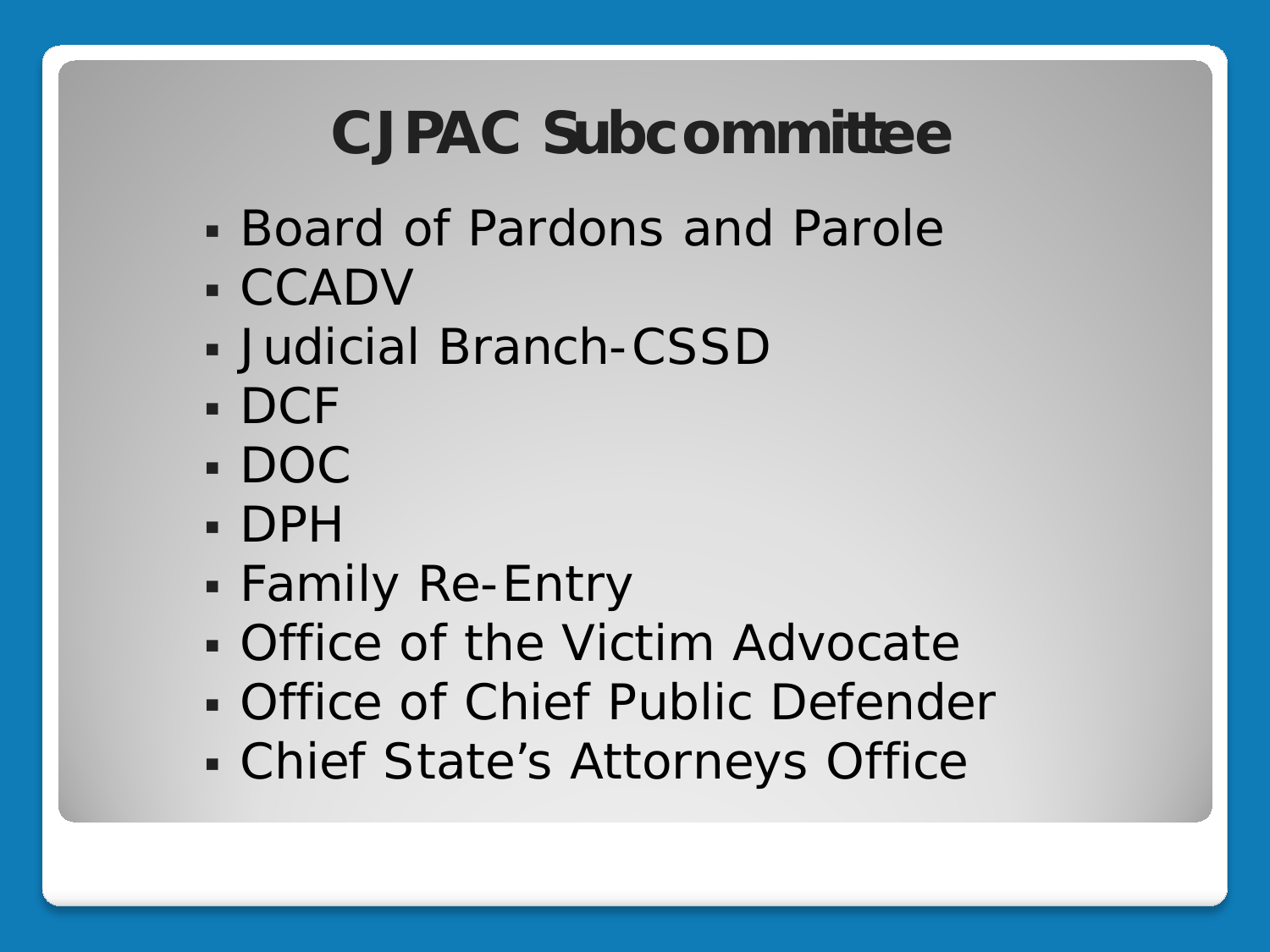# CJPAC Subcommittee

- Board of Pardons and Parole
- CCADV
- Judicial Branch-CSSD
- DCF
- DOC
- DPH
- Family Re-Entry
- Office of the Victim Advocate
- Office of Chief Public Defender
- Chief State's Attorneys Office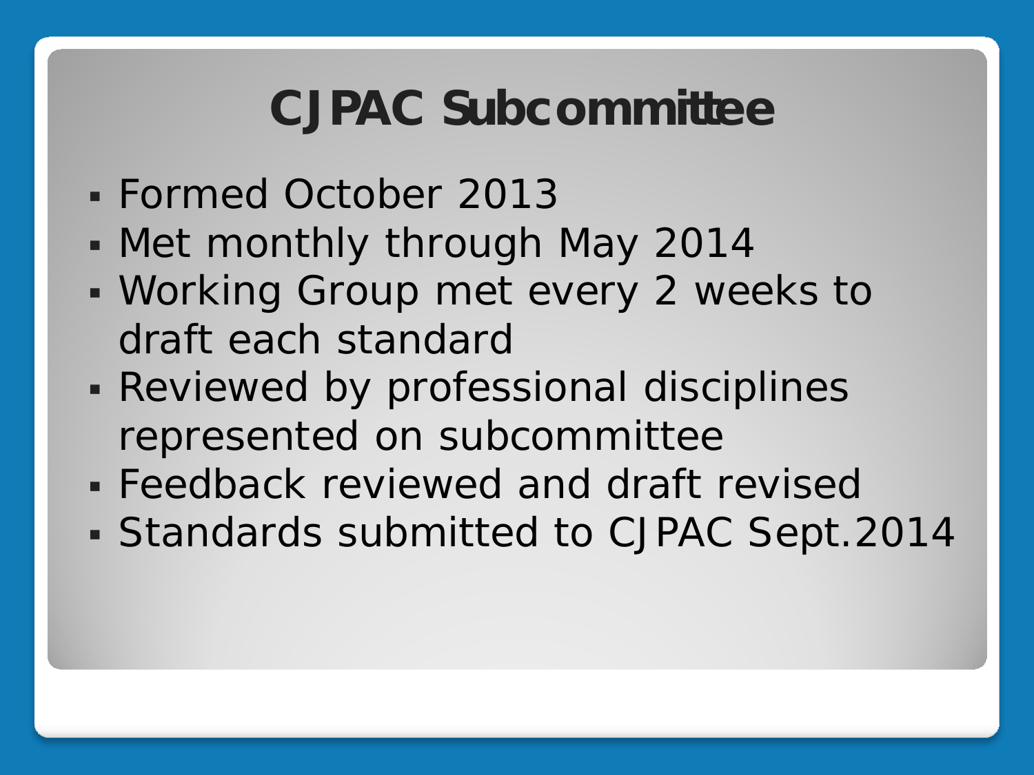# CJPAC Subcommittee

- Formed October 2013
- Met monthly through May 2014
- Working Group met every 2 weeks to draft each standard
- Reviewed by professional disciplines represented on subcommittee
- Feedback reviewed and draft revised
- Standards submitted to CJPAC Sept.2014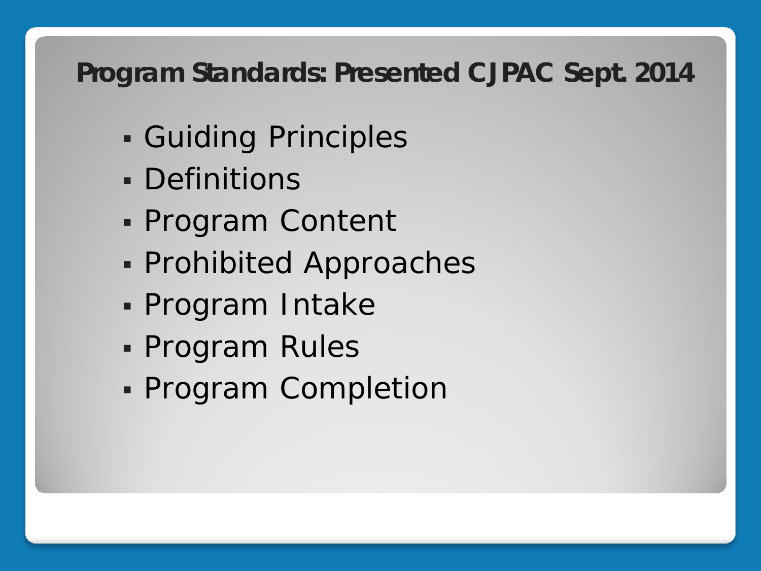# Program Standards: Presented CJPAC Sept. 2014

- Guiding Principles
- Definitions
- Program Content
- Prohibited Approaches
- Program Intake
- Program Rules
- Program Completion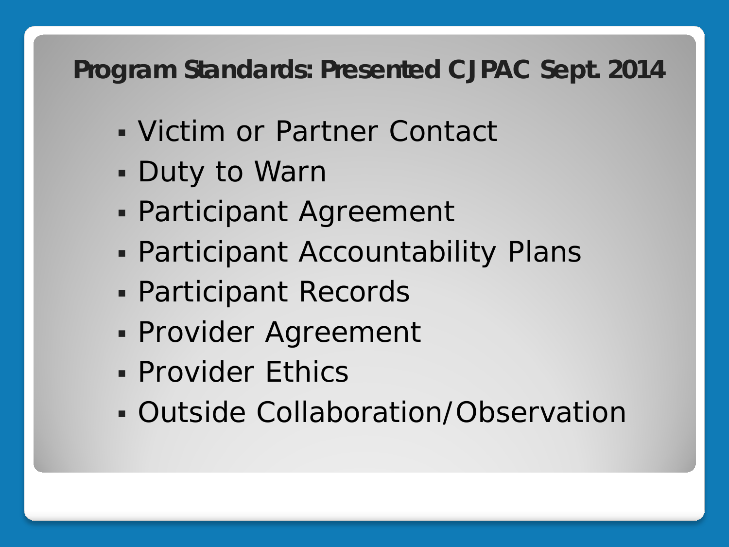## Program Standards: Presented CJPAC Sept. 2014

- Victim or Partner Contact
- Duty to Warn
- Participant Agreement
- Participant Accountability Plans
- Participant Records
- Provider Agreement
- Provider Ethics
- Outside Collaboration/Observation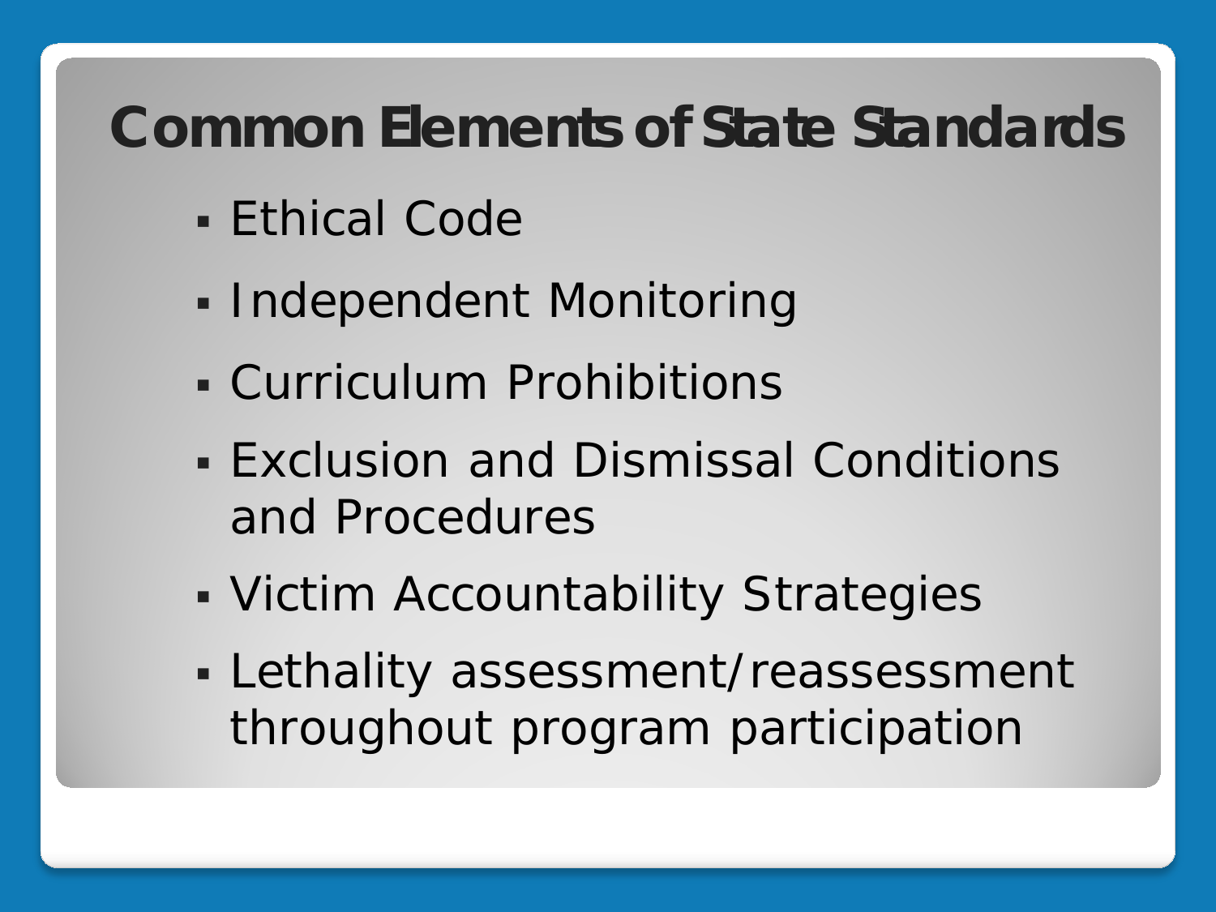# Common Elements of State Standards

- Ethical Code
- Independent Monitoring
- Curriculum Prohibitions
- Exclusion and Dismissal Conditions and Procedures
- Victim Accountability Strategies
- Lethality assessment/reassessment throughout program participation